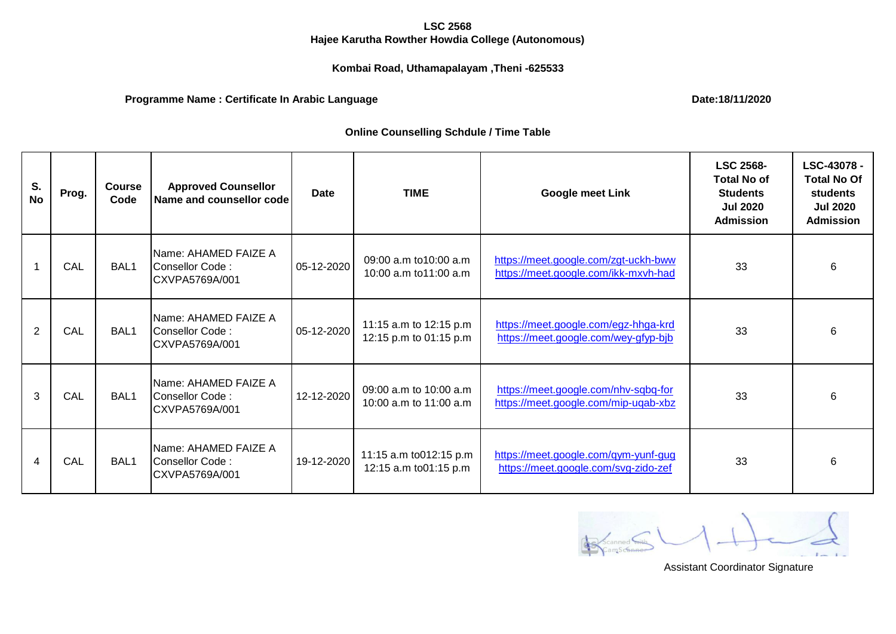**LSC 2568**

**Hajee Karutha Rowther Howdia College (Autonomous)**

**Kombai Road, Uthamapalayam ,Theni -625533**

**Programme Name : Certificate In Arabic Language** **Date:18/11/2020**

**Online Counselling Schdule / Time Table**

| S. No | Prog. | Course Code | Approved Counsellor Name and counsellor code | Date | TIME | Google meet Link | LSC 2568- Total No of Students Jul 2020 Admission | LSC-43078 - Total No Of students Jul 2020 Admission |
|---|---|---|---|---|---|---|---|---|
| 1 | CAL | BAL1 | Name: AHAMED FAIZE A Consellor Code : CXVPA5769A/001 | 05-12-2020 | 09:00 a.m to10:00 a.m 10:00 a.m to11:00 a.m | https://meet.google.com/zgt-uckh-bww https://meet.google.com/ikk-mxvh-had | 33 | 6 |
| 2 | CAL | BAL1 | Name: AHAMED FAIZE A Consellor Code : CXVPA5769A/001 | 05-12-2020 | 11:15 a.m to 12:15 p.m 12:15 p.m to 01:15 p.m | https://meet.google.com/egz-hhga-krd https://meet.google.com/wey-gfyp-bjb | 33 | 6 |
| 3 | CAL | BAL1 | Name: AHAMED FAIZE A Consellor Code : CXVPA5769A/001 | 12-12-2020 | 09:00 a.m to 10:00 a.m 10:00 a.m to 11:00 a.m | https://meet.google.com/nhv-sqbq-for https://meet.google.com/mip-uqab-xbz | 33 | 6 |
| 4 | CAL | BAL1 | Name: AHAMED FAIZE A Consellor Code : CXVPA5769A/001 | 19-12-2020 | 11:15 a.m to012:15 p.m 12:15 a.m to01:15 p.m | https://meet.google.com/qym-yunf-gug https://meet.google.com/svg-zido-zef | 33 | 6 |

Assistant Coordinator Signature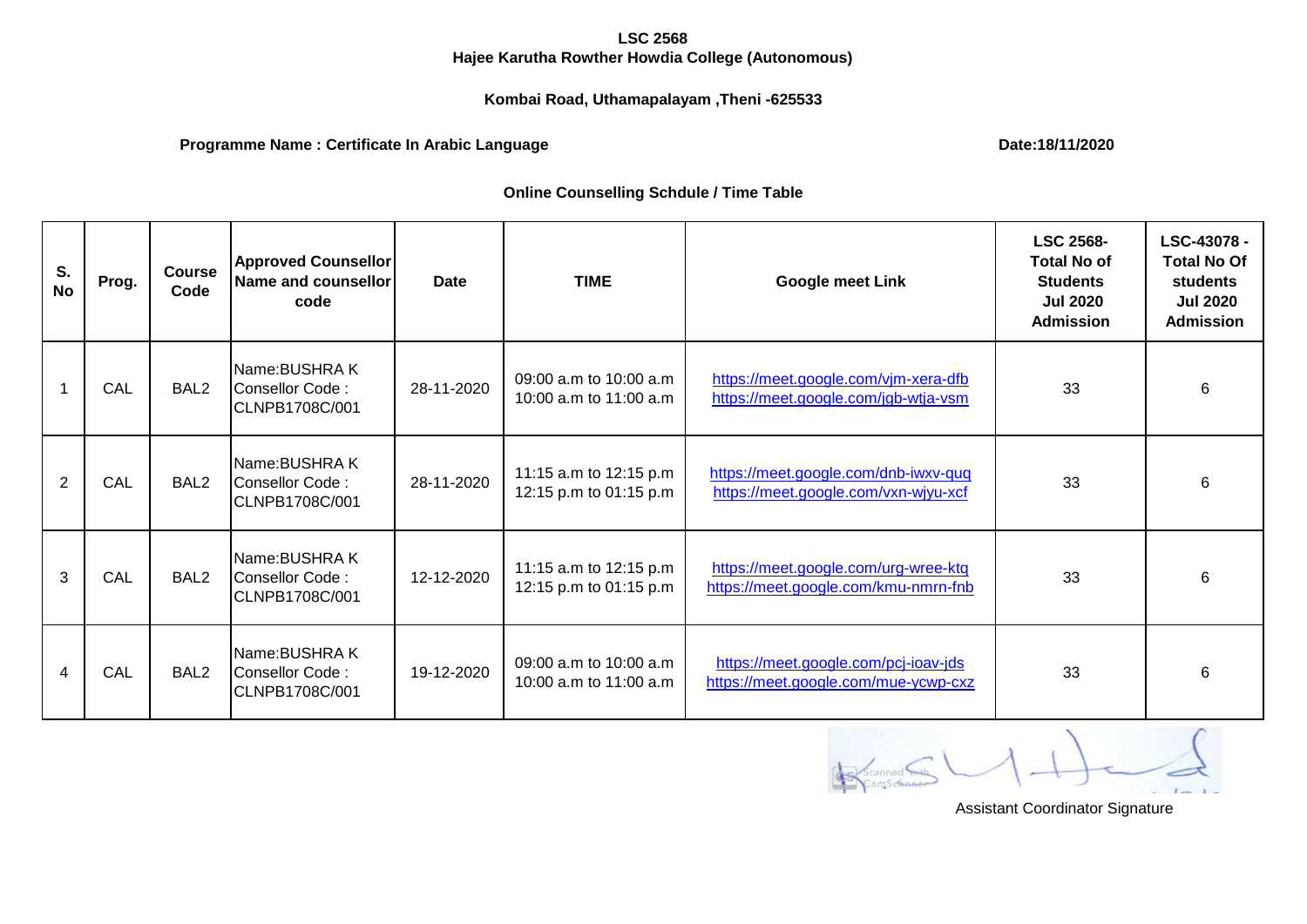**LSC 2568**

**Hajee Karutha Rowther Howdia College (Autonomous)**

**Kombai Road, Uthamapalayam ,Theni -625533**

**Programme Name : Certificate In Arabic Language** **Date:18/11/2020**

**Online Counselling Schdule / Time Table**

| S. No | Prog. | Course Code | Approved Counsellor Name and counsellor code | Date | TIME | Google meet Link | LSC 2568- Total No of Students Jul 2020 Admission | LSC-43078 - Total No Of students Jul 2020 Admission |
|---|---|---|---|---|---|---|---|---|
| 1 | CAL | BAL2 | Name:BUSHRA K Consellor Code : CLNPB1708C/001 | 28-11-2020 | 09:00 a.m to 10:00 a.m 10:00 a.m to 11:00 a.m | https://meet.google.com/vjm-xera-dfb https://meet.google.com/jgb-wtja-vsm | 33 | 6 |
| 2 | CAL | BAL2 | Name:BUSHRA K Consellor Code : CLNPB1708C/001 | 28-11-2020 | 11:15 a.m to 12:15 p.m 12:15 p.m to 01:15 p.m | https://meet.google.com/dnb-iwxv-quq https://meet.google.com/vxn-wjyu-xcf | 33 | 6 |
| 3 | CAL | BAL2 | Name:BUSHRA K Consellor Code : CLNPB1708C/001 | 12-12-2020 | 11:15 a.m to 12:15 p.m 12:15 p.m to 01:15 p.m | https://meet.google.com/urg-wree-ktq https://meet.google.com/kmu-nmrn-fnb | 33 | 6 |
| 4 | CAL | BAL2 | Name:BUSHRA K Consellor Code : CLNPB1708C/001 | 19-12-2020 | 09:00 a.m to 10:00 a.m 10:00 a.m to 11:00 a.m | https://meet.google.com/pcj-ioav-jds https://meet.google.com/mue-ycwp-cxz | 33 | 6 |

Assistant Coordinator Signature